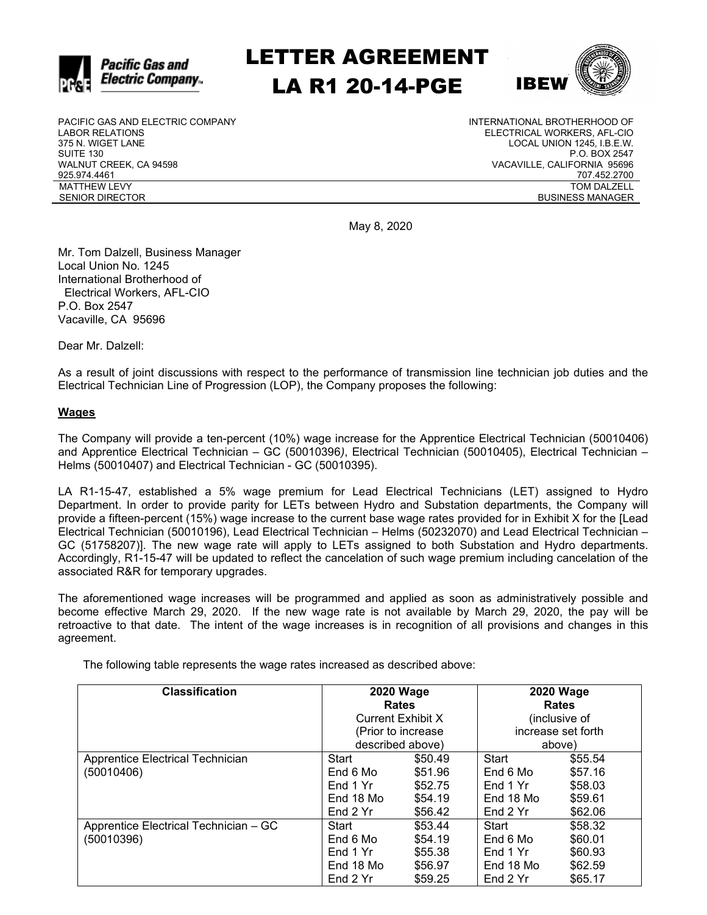# LETTER AGREEMENT
# LA R1 20-14-PGE

PACIFIC GAS AND ELECTRIC COMPANY
LABOR RELATIONS
375 N. WIGET LANE
SUITE 130
WALNUT CREEK, CA 94598
925.974.4461
MATTHEW LEVY
SENIOR DIRECTOR

INTERNATIONAL BROTHERHOOD OF
ELECTRICAL WORKERS, AFL-CIO
LOCAL UNION 1245, I.B.E.W.
P.O. BOX 2547
VACAVILLE, CALIFORNIA 95696
707.452.2700
TOM DALZELL
BUSINESS MANAGER

May 8, 2020

Mr. Tom Dalzell, Business Manager
Local Union No. 1245
International Brotherhood of
Electrical Workers, AFL-CIO
P.O. Box 2547
Vacaville, CA 95696

Dear Mr. Dalzell:

As a result of joint discussions with respect to the performance of transmission line technician job duties and the Electrical Technician Line of Progression (LOP), the Company proposes the following:

**Wages**

The Company will provide a ten-percent (10%) wage increase for the Apprentice Electrical Technician (50010406) and Apprentice Electrical Technician – GC (50010396*)*, Electrical Technician (50010405), Electrical Technician – Helms (50010407) and Electrical Technician - GC (50010395).

LA R1-15-47, established a 5% wage premium for Lead Electrical Technicians (LET) assigned to Hydro Department. In order to provide parity for LETs between Hydro and Substation departments, the Company will provide a fifteen-percent (15%) wage increase to the current base wage rates provided for in Exhibit X for the [Lead Electrical Technician (50010196), Lead Electrical Technician – Helms (50232070) and Lead Electrical Technician – GC (51758207)]. The new wage rate will apply to LETs assigned to both Substation and Hydro departments. Accordingly, R1-15-47 will be updated to reflect the cancelation of such wage premium including cancelation of the associated R&R for temporary upgrades.

The aforementioned wage increases will be programmed and applied as soon as administratively possible and become effective March 29, 2020. If the new wage rate is not available by March 29, 2020, the pay will be retroactive to that date. The intent of the wage increases is in recognition of all provisions and changes in this agreement.

The following table represents the wage rates increased as described above:

| Classification | 2020 Wage Rates Current Exhibit X (Prior to increase described above) | | 2020 Wage Rates (inclusive of increase set forth above) | |
|---|---|---|---|---|
| Apprentice Electrical Technician (50010406) | Start | $50.49 | Start | $55.54 |
| | End 6 Mo | $51.96 | End 6 Mo | $57.16 |
| | End 1 Yr | $52.75 | End 1 Yr | $58.03 |
| | End 18 Mo | $54.19 | End 18 Mo | $59.61 |
| | End 2 Yr | $56.42 | End 2 Yr | $62.06 |
| Apprentice Electrical Technician – GC (50010396) | Start | $53.44 | Start | $58.32 |
| | End 6 Mo | $54.19 | End 6 Mo | $60.01 |
| | End 1 Yr | $55.38 | End 1 Yr | $60.93 |
| | End 18 Mo | $56.97 | End 18 Mo | $62.59 |
| | End 2 Yr | $59.25 | End 2 Yr | $65.17 |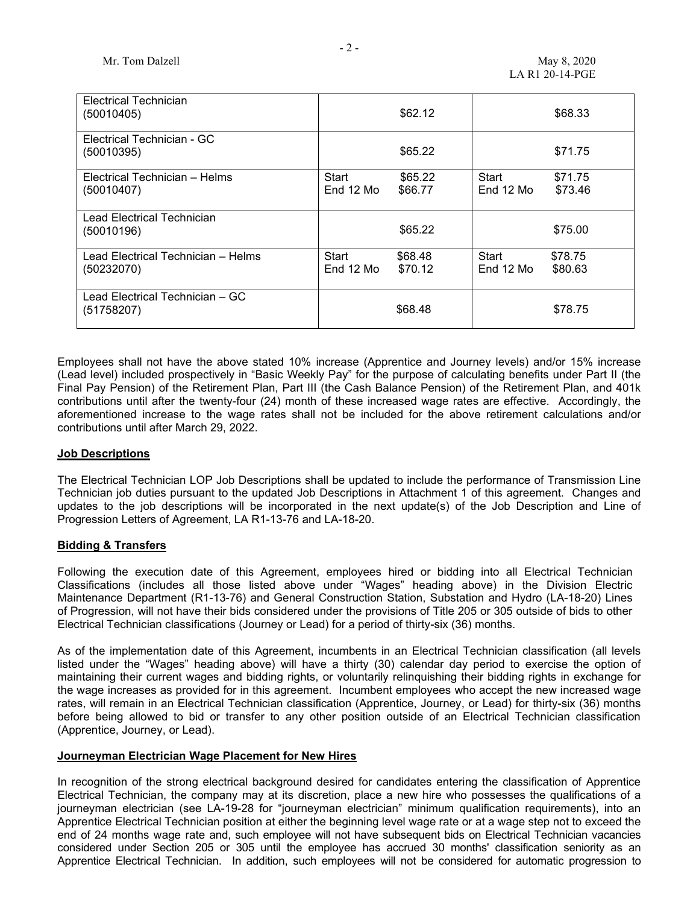| | | |
|---|---|---|
| Electrical Technician (50010405) | $62.12 | $68.33 |
| Electrical Technician - GC (50010395) | $65.22 | $71.75 |
| Electrical Technician – Helms (50010407) | Start $65.22<br>End 12 Mo $66.77 | Start $71.75<br>End 12 Mo $73.46 |
| Lead Electrical Technician (50010196) | $65.22 | $75.00 |
| Lead Electrical Technician – Helms (50232070) | Start $68.48<br>End 12 Mo $70.12 | Start $78.75<br>End 12 Mo $80.63 |
| Lead Electrical Technician – GC (51758207) | $68.48 | $78.75 |

Employees shall not have the above stated 10% increase (Apprentice and Journey levels) and/or 15% increase (Lead level) included prospectively in "Basic Weekly Pay" for the purpose of calculating benefits under Part II (the Final Pay Pension) of the Retirement Plan, Part III (the Cash Balance Pension) of the Retirement Plan, and 401k contributions until after the twenty-four (24) month of these increased wage rates are effective. Accordingly, the aforementioned increase to the wage rates shall not be included for the above retirement calculations and/or contributions until after March 29, 2022.

**Job Descriptions**

The Electrical Technician LOP Job Descriptions shall be updated to include the performance of Transmission Line Technician job duties pursuant to the updated Job Descriptions in Attachment 1 of this agreement. Changes and updates to the job descriptions will be incorporated in the next update(s) of the Job Description and Line of Progression Letters of Agreement, LA R1-13-76 and LA-18-20.

**Bidding & Transfers**

Following the execution date of this Agreement, employees hired or bidding into all Electrical Technician Classifications (includes all those listed above under "Wages" heading above) in the Division Electric Maintenance Department (R1-13-76) and General Construction Station, Substation and Hydro (LA-18-20) Lines of Progression, will not have their bids considered under the provisions of Title 205 or 305 outside of bids to other Electrical Technician classifications (Journey or Lead) for a period of thirty-six (36) months.

As of the implementation date of this Agreement, incumbents in an Electrical Technician classification (all levels listed under the "Wages" heading above) will have a thirty (30) calendar day period to exercise the option of maintaining their current wages and bidding rights, or voluntarily relinquishing their bidding rights in exchange for the wage increases as provided for in this agreement. Incumbent employees who accept the new increased wage rates, will remain in an Electrical Technician classification (Apprentice, Journey, or Lead) for thirty-six (36) months before being allowed to bid or transfer to any other position outside of an Electrical Technician classification (Apprentice, Journey, or Lead).

**Journeyman Electrician Wage Placement for New Hires**

In recognition of the strong electrical background desired for candidates entering the classification of Apprentice Electrical Technician, the company may at its discretion, place a new hire who possesses the qualifications of a journeyman electrician (see LA-19-28 for "journeyman electrician" minimum qualification requirements), into an Apprentice Electrical Technician position at either the beginning level wage rate or at a wage step not to exceed the end of 24 months wage rate and, such employee will not have subsequent bids on Electrical Technician vacancies considered under Section 205 or 305 until the employee has accrued 30 months' classification seniority as an Apprentice Electrical Technician. In addition, such employees will not be considered for automatic progression to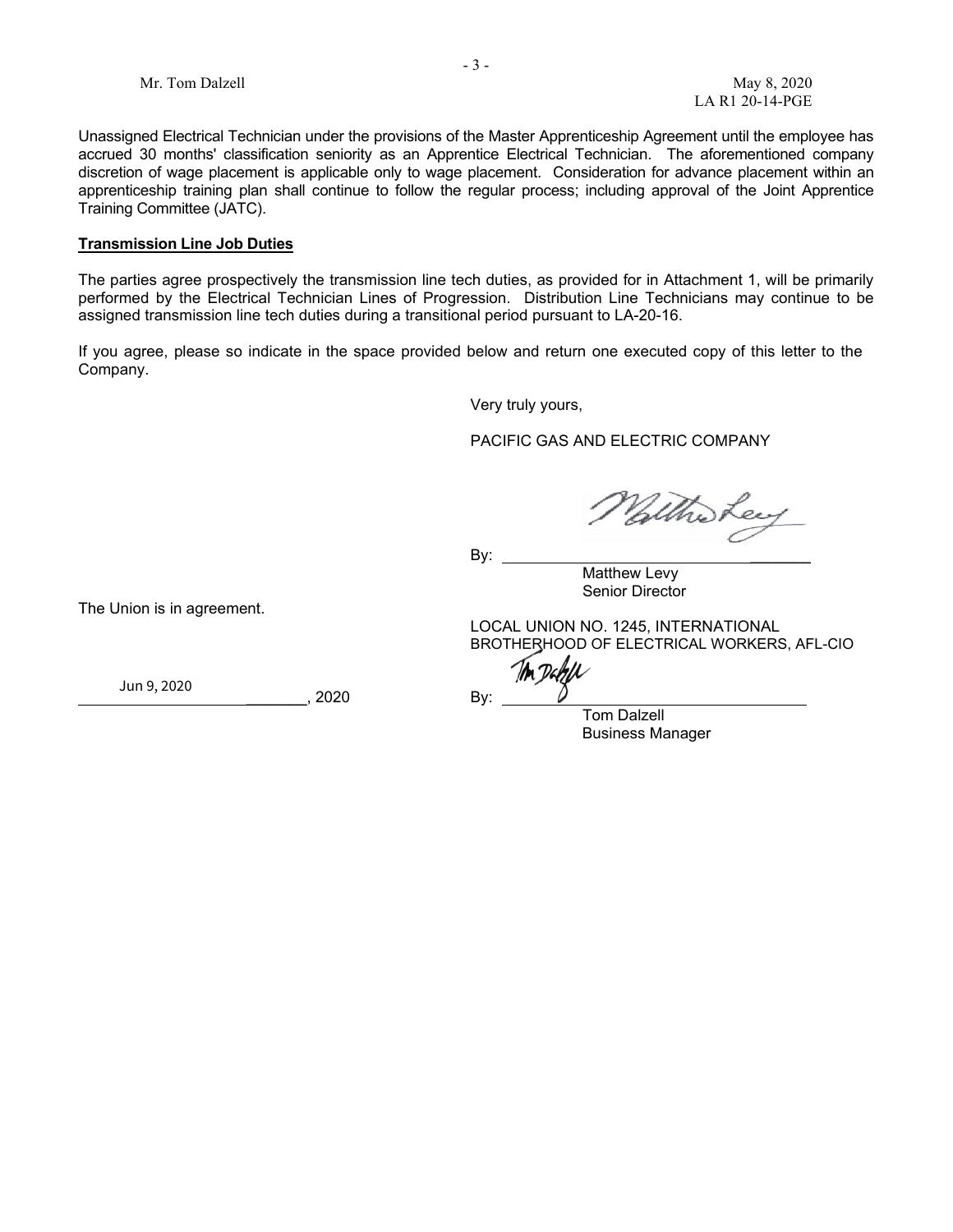Unassigned Electrical Technician under the provisions of the Master Apprenticeship Agreement until the employee has accrued 30 months' classification seniority as an Apprentice Electrical Technician. The aforementioned company discretion of wage placement is applicable only to wage placement. Consideration for advance placement within an apprenticeship training plan shall continue to follow the regular process; including approval of the Joint Apprentice Training Committee (JATC).

**Transmission Line Job Duties**

The parties agree prospectively the transmission line tech duties, as provided for in Attachment 1, will be primarily performed by the Electrical Technician Lines of Progression. Distribution Line Technicians may continue to be assigned transmission line tech duties during a transitional period pursuant to LA-20-16.

If you agree, please so indicate in the space provided below and return one executed copy of this letter to the Company.

Very truly yours,

PACIFIC GAS AND ELECTRIC COMPANY

By: ______________________

Matthew Levy
Senior Director

The Union is in agreement.

LOCAL UNION NO. 1245, INTERNATIONAL BROTHERHOOD OF ELECTRICAL WORKERS, AFL-CIO

Jun 9, 2020 ________, 2020

By: ______________________

Tom Dalzell
Business Manager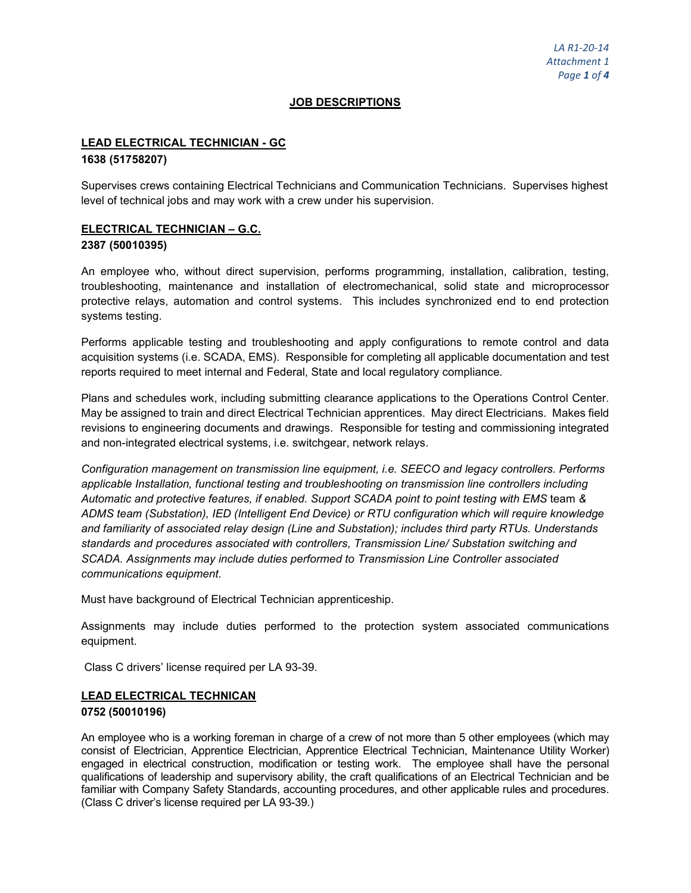## JOB DESCRIPTIONS

### LEAD ELECTRICAL TECHNICIAN - GC

**1638 (51758207)**

Supervises crews containing Electrical Technicians and Communication Technicians. Supervises highest level of technical jobs and may work with a crew under his supervision.

### ELECTRICAL TECHNICIAN – G.C.

**2387 (50010395)**

An employee who, without direct supervision, performs programming, installation, calibration, testing, troubleshooting, maintenance and installation of electromechanical, solid state and microprocessor protective relays, automation and control systems. This includes synchronized end to end protection systems testing.

Performs applicable testing and troubleshooting and apply configurations to remote control and data acquisition systems (i.e. SCADA, EMS). Responsible for completing all applicable documentation and test reports required to meet internal and Federal, State and local regulatory compliance.

Plans and schedules work, including submitting clearance applications to the Operations Control Center. May be assigned to train and direct Electrical Technician apprentices. May direct Electricians. Makes field revisions to engineering documents and drawings. Responsible for testing and commissioning integrated and non-integrated electrical systems, i.e. switchgear, network relays.

*Configuration management on transmission line equipment, i.e. SEECO and legacy controllers. Performs applicable Installation, functional testing and troubleshooting on transmission line controllers including Automatic and protective features, if enabled. Support SCADA point to point testing with EMS* team *& ADMS team (Substation), IED (Intelligent End Device) or RTU configuration which will require knowledge and familiarity of associated relay design (Line and Substation); includes third party RTUs. Understands standards and procedures associated with controllers, Transmission Line/ Substation switching and SCADA. Assignments may include duties performed to Transmission Line Controller associated communications equipment.*

Must have background of Electrical Technician apprenticeship.

Assignments may include duties performed to the protection system associated communications equipment.

Class C drivers' license required per LA 93-39.

### LEAD ELECTRICAL TECHNICAN

**0752 (50010196)**

An employee who is a working foreman in charge of a crew of not more than 5 other employees (which may consist of Electrician, Apprentice Electrician, Apprentice Electrical Technician, Maintenance Utility Worker) engaged in electrical construction, modification or testing work. The employee shall have the personal qualifications of leadership and supervisory ability, the craft qualifications of an Electrical Technician and be familiar with Company Safety Standards, accounting procedures, and other applicable rules and procedures. (Class C driver's license required per LA 93-39.)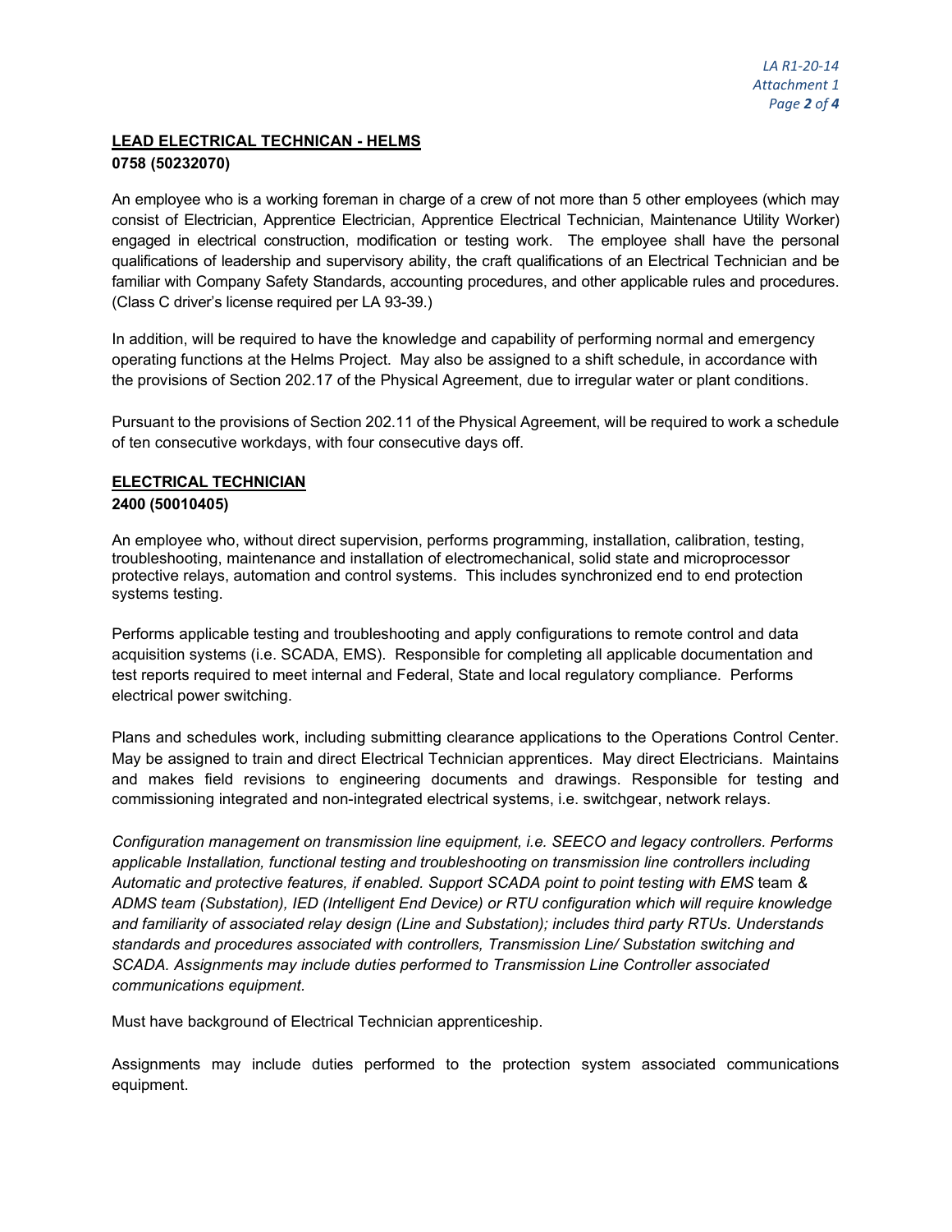## LEAD ELECTRICAL TECHNICAN - HELMS

**0758 (50232070)**

An employee who is a working foreman in charge of a crew of not more than 5 other employees (which may consist of Electrician, Apprentice Electrician, Apprentice Electrical Technician, Maintenance Utility Worker) engaged in electrical construction, modification or testing work. The employee shall have the personal qualifications of leadership and supervisory ability, the craft qualifications of an Electrical Technician and be familiar with Company Safety Standards, accounting procedures, and other applicable rules and procedures. (Class C driver's license required per LA 93-39.)

In addition, will be required to have the knowledge and capability of performing normal and emergency operating functions at the Helms Project. May also be assigned to a shift schedule, in accordance with the provisions of Section 202.17 of the Physical Agreement, due to irregular water or plant conditions.

Pursuant to the provisions of Section 202.11 of the Physical Agreement, will be required to work a schedule of ten consecutive workdays, with four consecutive days off.

## ELECTRICAL TECHNICIAN

**2400 (50010405)**

An employee who, without direct supervision, performs programming, installation, calibration, testing, troubleshooting, maintenance and installation of electromechanical, solid state and microprocessor protective relays, automation and control systems. This includes synchronized end to end protection systems testing.

Performs applicable testing and troubleshooting and apply configurations to remote control and data acquisition systems (i.e. SCADA, EMS). Responsible for completing all applicable documentation and test reports required to meet internal and Federal, State and local regulatory compliance. Performs electrical power switching.

Plans and schedules work, including submitting clearance applications to the Operations Control Center. May be assigned to train and direct Electrical Technician apprentices. May direct Electricians. Maintains and makes field revisions to engineering documents and drawings. Responsible for testing and commissioning integrated and non-integrated electrical systems, i.e. switchgear, network relays.

*Configuration management on transmission line equipment, i.e. SEECO and legacy controllers. Performs applicable Installation, functional testing and troubleshooting on transmission line controllers including Automatic and protective features, if enabled. Support SCADA point to point testing with EMS* team *& ADMS team (Substation), IED (Intelligent End Device) or RTU configuration which will require knowledge and familiarity of associated relay design (Line and Substation); includes third party RTUs. Understands standards and procedures associated with controllers, Transmission Line/ Substation switching and SCADA. Assignments may include duties performed to Transmission Line Controller associated communications equipment.*

Must have background of Electrical Technician apprenticeship.

Assignments may include duties performed to the protection system associated communications equipment.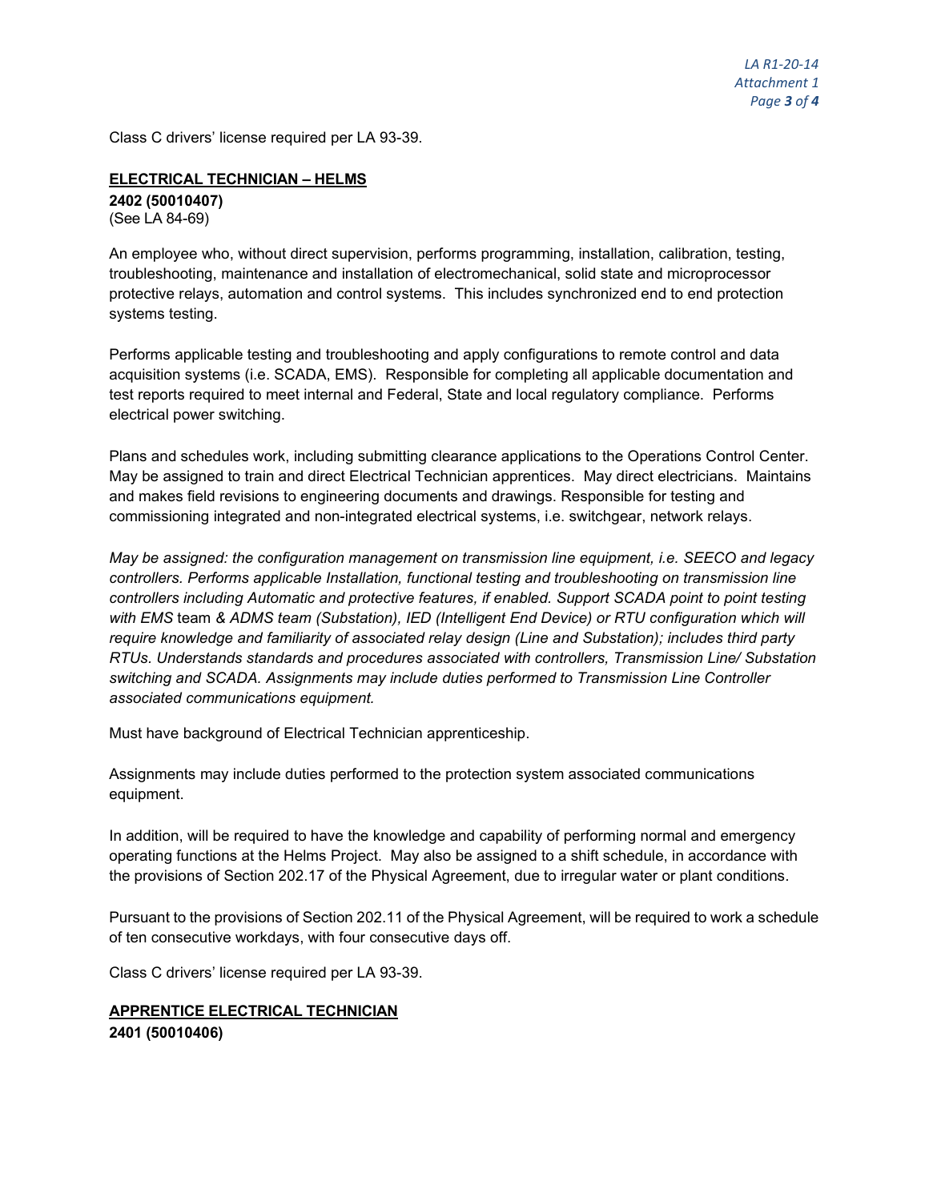Class C drivers' license required per LA 93-39.

**ELECTRICAL TECHNICIAN – HELMS**

**2402 (50010407)**

(See LA 84-69)

An employee who, without direct supervision, performs programming, installation, calibration, testing, troubleshooting, maintenance and installation of electromechanical, solid state and microprocessor protective relays, automation and control systems. This includes synchronized end to end protection systems testing.

Performs applicable testing and troubleshooting and apply configurations to remote control and data acquisition systems (i.e. SCADA, EMS). Responsible for completing all applicable documentation and test reports required to meet internal and Federal, State and local regulatory compliance. Performs electrical power switching.

Plans and schedules work, including submitting clearance applications to the Operations Control Center. May be assigned to train and direct Electrical Technician apprentices. May direct electricians. Maintains and makes field revisions to engineering documents and drawings. Responsible for testing and commissioning integrated and non-integrated electrical systems, i.e. switchgear, network relays.

*May be assigned: the configuration management on transmission line equipment, i.e. SEECO and legacy controllers. Performs applicable Installation, functional testing and troubleshooting on transmission line controllers including Automatic and protective features, if enabled. Support SCADA point to point testing with EMS* team *& ADMS team (Substation), IED (Intelligent End Device) or RTU configuration which will require knowledge and familiarity of associated relay design (Line and Substation); includes third party RTUs. Understands standards and procedures associated with controllers, Transmission Line/ Substation switching and SCADA. Assignments may include duties performed to Transmission Line Controller associated communications equipment.*

Must have background of Electrical Technician apprenticeship.

Assignments may include duties performed to the protection system associated communications equipment.

In addition, will be required to have the knowledge and capability of performing normal and emergency operating functions at the Helms Project. May also be assigned to a shift schedule, in accordance with the provisions of Section 202.17 of the Physical Agreement, due to irregular water or plant conditions.

Pursuant to the provisions of Section 202.11 of the Physical Agreement, will be required to work a schedule of ten consecutive workdays, with four consecutive days off.

Class C drivers' license required per LA 93-39.

**APPRENTICE ELECTRICAL TECHNICIAN**

**2401 (50010406)**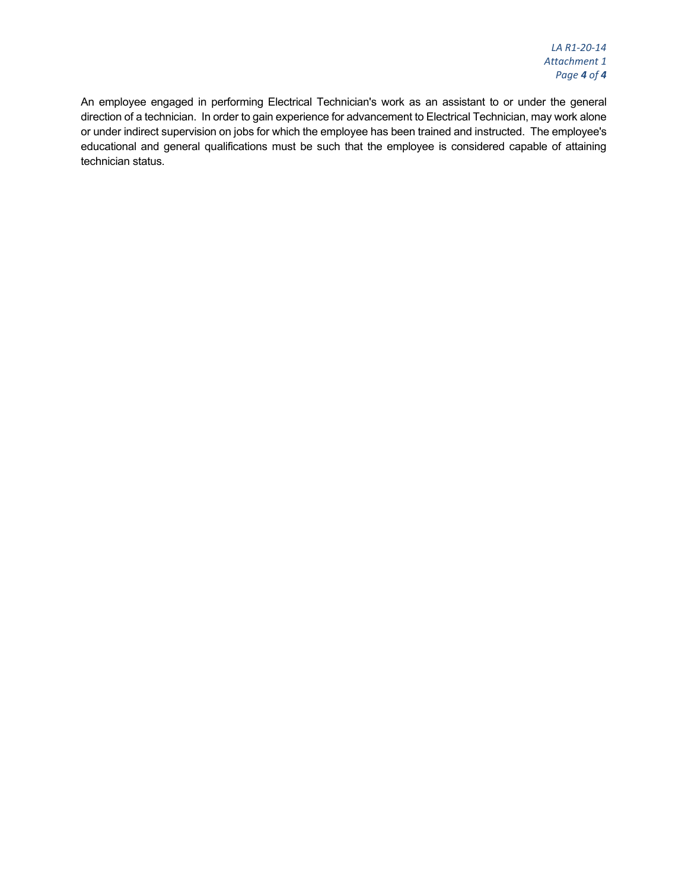An employee engaged in performing Electrical Technician's work as an assistant to or under the general direction of a technician. In order to gain experience for advancement to Electrical Technician, may work alone or under indirect supervision on jobs for which the employee has been trained and instructed. The employee's educational and general qualifications must be such that the employee is considered capable of attaining technician status.